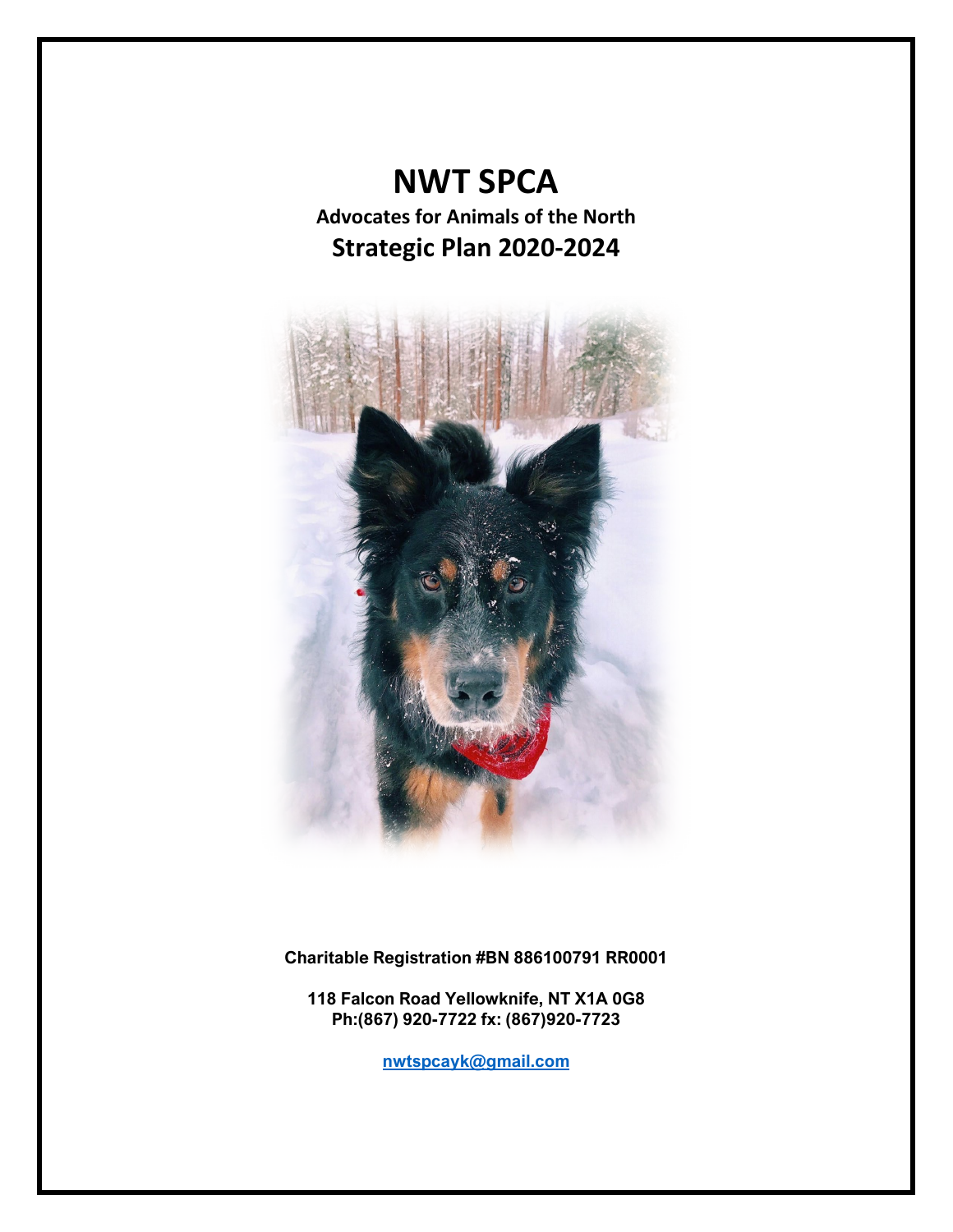# NWT SPCA

**Advocates for Animals of the North**

## Strategic Plan 2020-2024

**Charitable Registration #BN 886100791 RR0001**

**118 Falcon Road Yellowknife, NT X1A 0G8**
**Ph:(867) 920-7722 fx: (867)920-7723**

**nwtspcayk@gmail.com**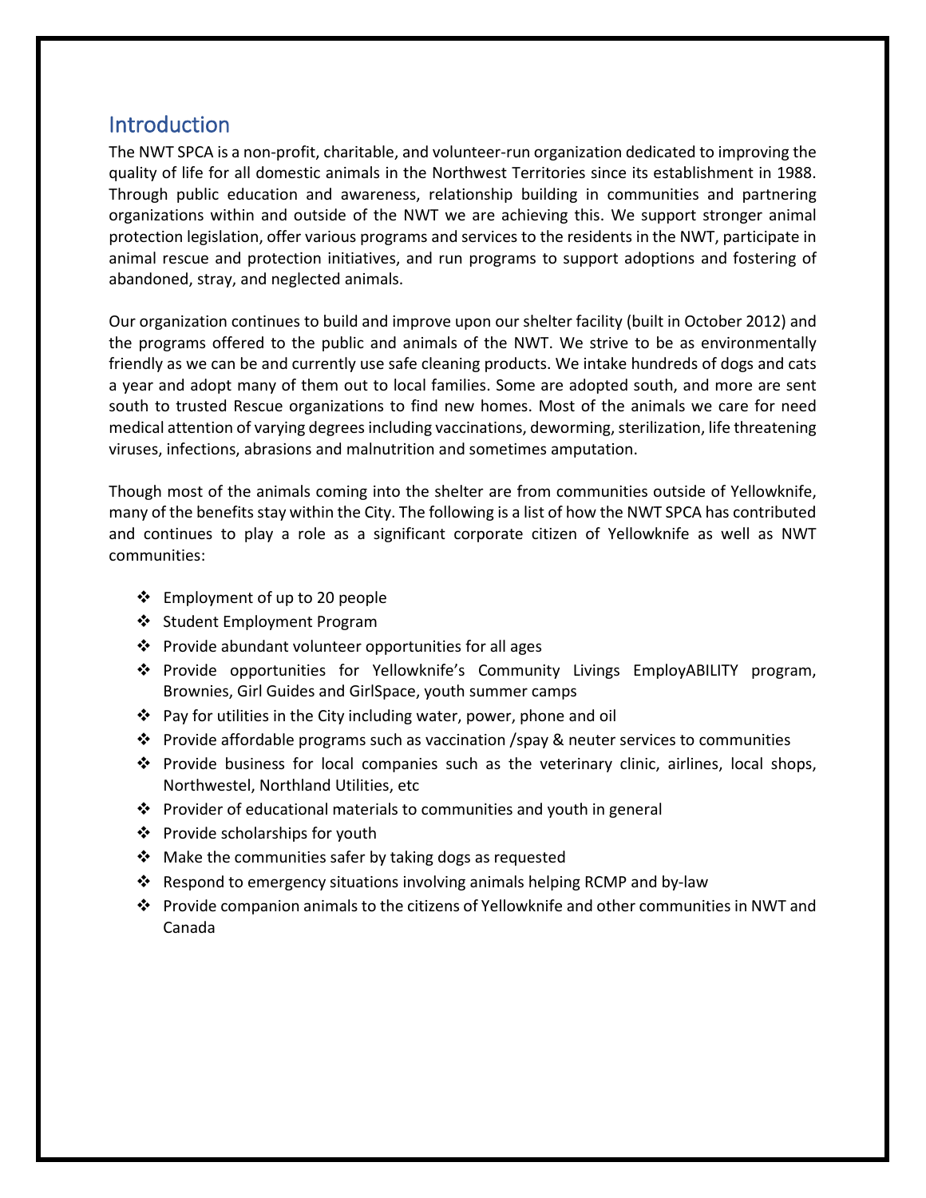## Introduction

The NWT SPCA is a non-profit, charitable, and volunteer-run organization dedicated to improving the quality of life for all domestic animals in the Northwest Territories since its establishment in 1988. Through public education and awareness, relationship building in communities and partnering organizations within and outside of the NWT we are achieving this. We support stronger animal protection legislation, offer various programs and services to the residents in the NWT, participate in animal rescue and protection initiatives, and run programs to support adoptions and fostering of abandoned, stray, and neglected animals.

Our organization continues to build and improve upon our shelter facility (built in October 2012) and the programs offered to the public and animals of the NWT. We strive to be as environmentally friendly as we can be and currently use safe cleaning products. We intake hundreds of dogs and cats a year and adopt many of them out to local families. Some are adopted south, and more are sent south to trusted Rescue organizations to find new homes. Most of the animals we care for need medical attention of varying degrees including vaccinations, deworming, sterilization, life threatening viruses, infections, abrasions and malnutrition and sometimes amputation.

Though most of the animals coming into the shelter are from communities outside of Yellowknife, many of the benefits stay within the City. The following is a list of how the NWT SPCA has contributed and continues to play a role as a significant corporate citizen of Yellowknife as well as NWT communities:

- Employment of up to 20 people
- Student Employment Program
- Provide abundant volunteer opportunities for all ages
- Provide opportunities for Yellowknife's Community Livings EmployABILITY program, Brownies, Girl Guides and GirlSpace, youth summer camps
- Pay for utilities in the City including water, power, phone and oil
- Provide affordable programs such as vaccination /spay & neuter services to communities
- Provide business for local companies such as the veterinary clinic, airlines, local shops, Northwestel, Northland Utilities, etc
- Provider of educational materials to communities and youth in general
- Provide scholarships for youth
- Make the communities safer by taking dogs as requested
- Respond to emergency situations involving animals helping RCMP and by-law
- Provide companion animals to the citizens of Yellowknife and other communities in NWT and Canada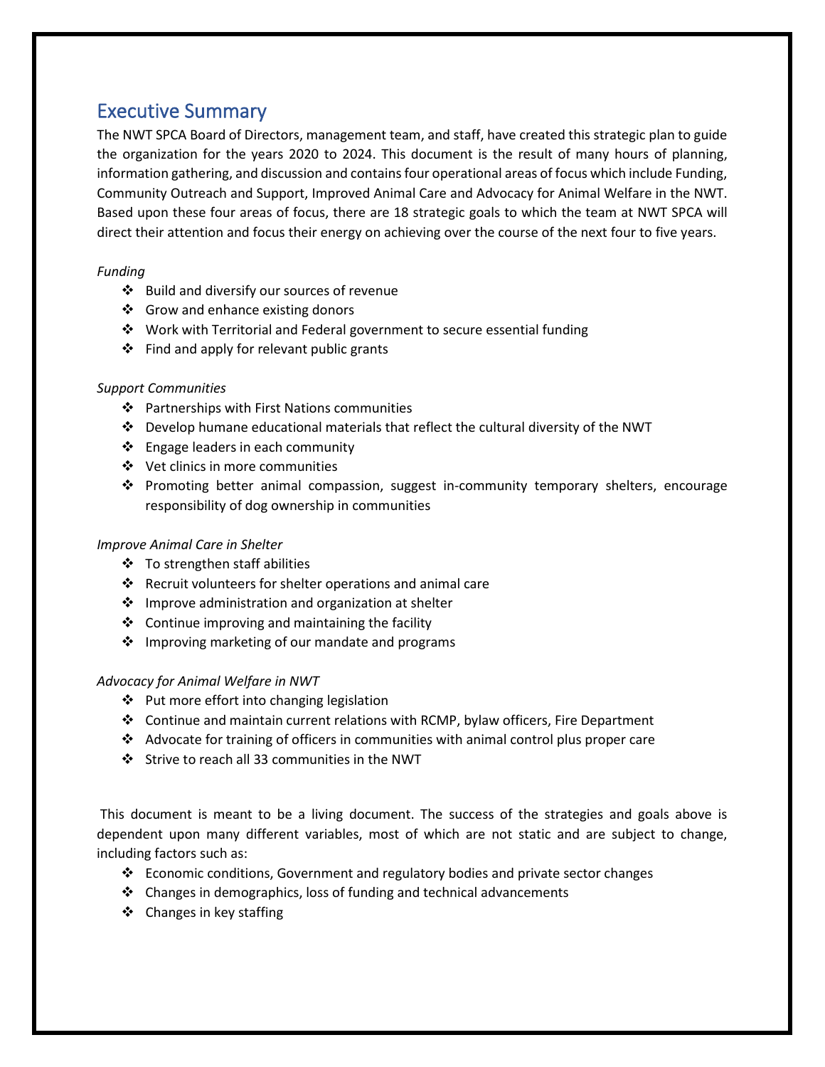## Executive Summary

The NWT SPCA Board of Directors, management team, and staff, have created this strategic plan to guide the organization for the years 2020 to 2024. This document is the result of many hours of planning, information gathering, and discussion and contains four operational areas of focus which include Funding, Community Outreach and Support, Improved Animal Care and Advocacy for Animal Welfare in the NWT. Based upon these four areas of focus, there are 18 strategic goals to which the team at NWT SPCA will direct their attention and focus their energy on achieving over the course of the next four to five years.

*Funding*

- Build and diversify our sources of revenue
- Grow and enhance existing donors
- Work with Territorial and Federal government to secure essential funding
- Find and apply for relevant public grants

*Support Communities*

- Partnerships with First Nations communities
- Develop humane educational materials that reflect the cultural diversity of the NWT
- Engage leaders in each community
- Vet clinics in more communities
- Promoting better animal compassion, suggest in-community temporary shelters, encourage responsibility of dog ownership in communities

*Improve Animal Care in Shelter*

- To strengthen staff abilities
- Recruit volunteers for shelter operations and animal care
- Improve administration and organization at shelter
- Continue improving and maintaining the facility
- Improving marketing of our mandate and programs

*Advocacy for Animal Welfare in NWT*

- Put more effort into changing legislation
- Continue and maintain current relations with RCMP, bylaw officers, Fire Department
- Advocate for training of officers in communities with animal control plus proper care
- Strive to reach all 33 communities in the NWT

This document is meant to be a living document. The success of the strategies and goals above is dependent upon many different variables, most of which are not static and are subject to change, including factors such as:

- Economic conditions, Government and regulatory bodies and private sector changes
- Changes in demographics, loss of funding and technical advancements
- Changes in key staffing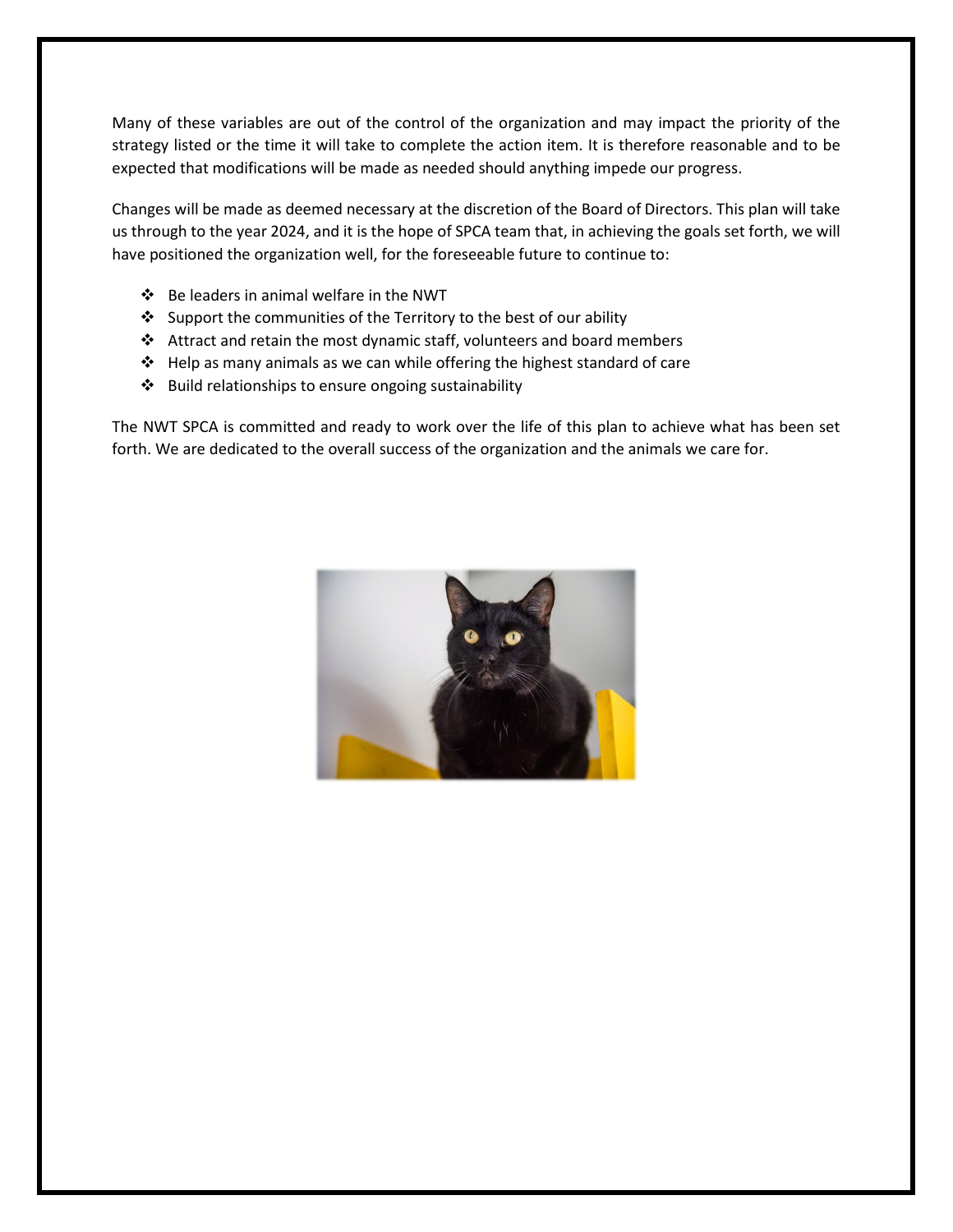Many of these variables are out of the control of the organization and may impact the priority of the strategy listed or the time it will take to complete the action item. It is therefore reasonable and to be expected that modifications will be made as needed should anything impede our progress.

Changes will be made as deemed necessary at the discretion of the Board of Directors. This plan will take us through to the year 2024, and it is the hope of SPCA team that, in achieving the goals set forth, we will have positioned the organization well, for the foreseeable future to continue to:

- Be leaders in animal welfare in the NWT
- Support the communities of the Territory to the best of our ability
- Attract and retain the most dynamic staff, volunteers and board members
- Help as many animals as we can while offering the highest standard of care
- Build relationships to ensure ongoing sustainability

The NWT SPCA is committed and ready to work over the life of this plan to achieve what has been set forth. We are dedicated to the overall success of the organization and the animals we care for.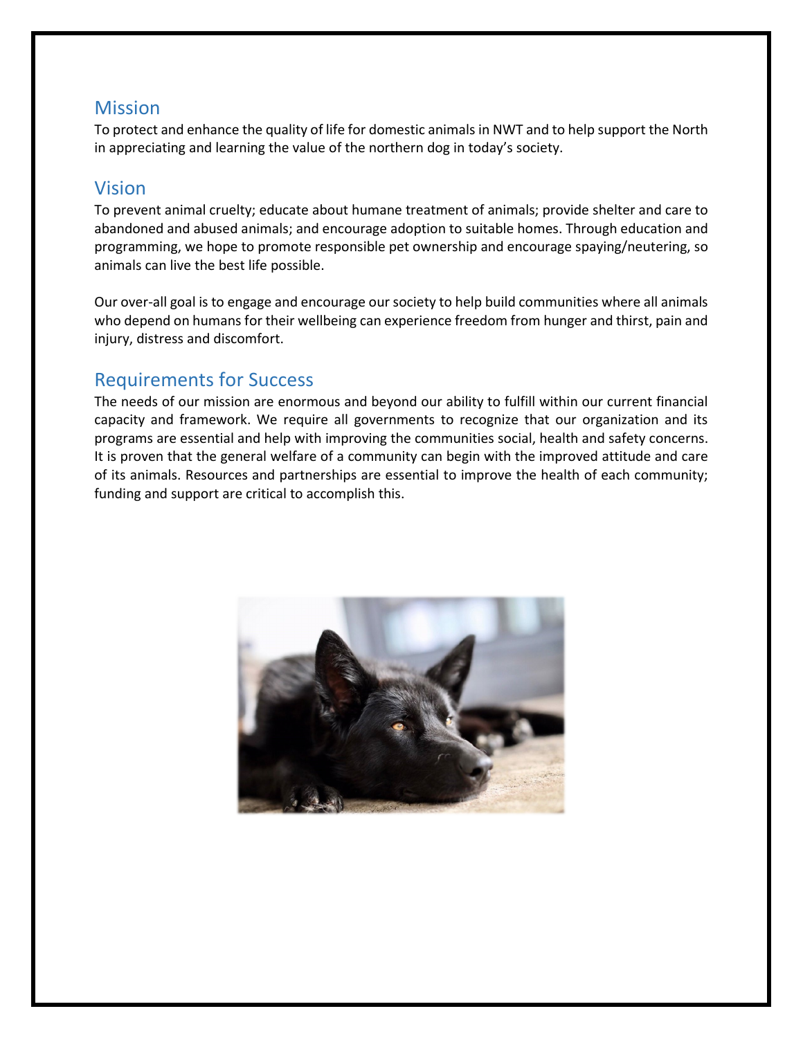## Mission

To protect and enhance the quality of life for domestic animals in NWT and to help support the North in appreciating and learning the value of the northern dog in today's society.

## Vision

To prevent animal cruelty; educate about humane treatment of animals; provide shelter and care to abandoned and abused animals; and encourage adoption to suitable homes. Through education and programming, we hope to promote responsible pet ownership and encourage spaying/neutering, so animals can live the best life possible.

Our over-all goal is to engage and encourage our society to help build communities where all animals who depend on humans for their wellbeing can experience freedom from hunger and thirst, pain and injury, distress and discomfort.

## Requirements for Success

The needs of our mission are enormous and beyond our ability to fulfill within our current financial capacity and framework. We require all governments to recognize that our organization and its programs are essential and help with improving the communities social, health and safety concerns. It is proven that the general welfare of a community can begin with the improved attitude and care of its animals. Resources and partnerships are essential to improve the health of each community; funding and support are critical to accomplish this.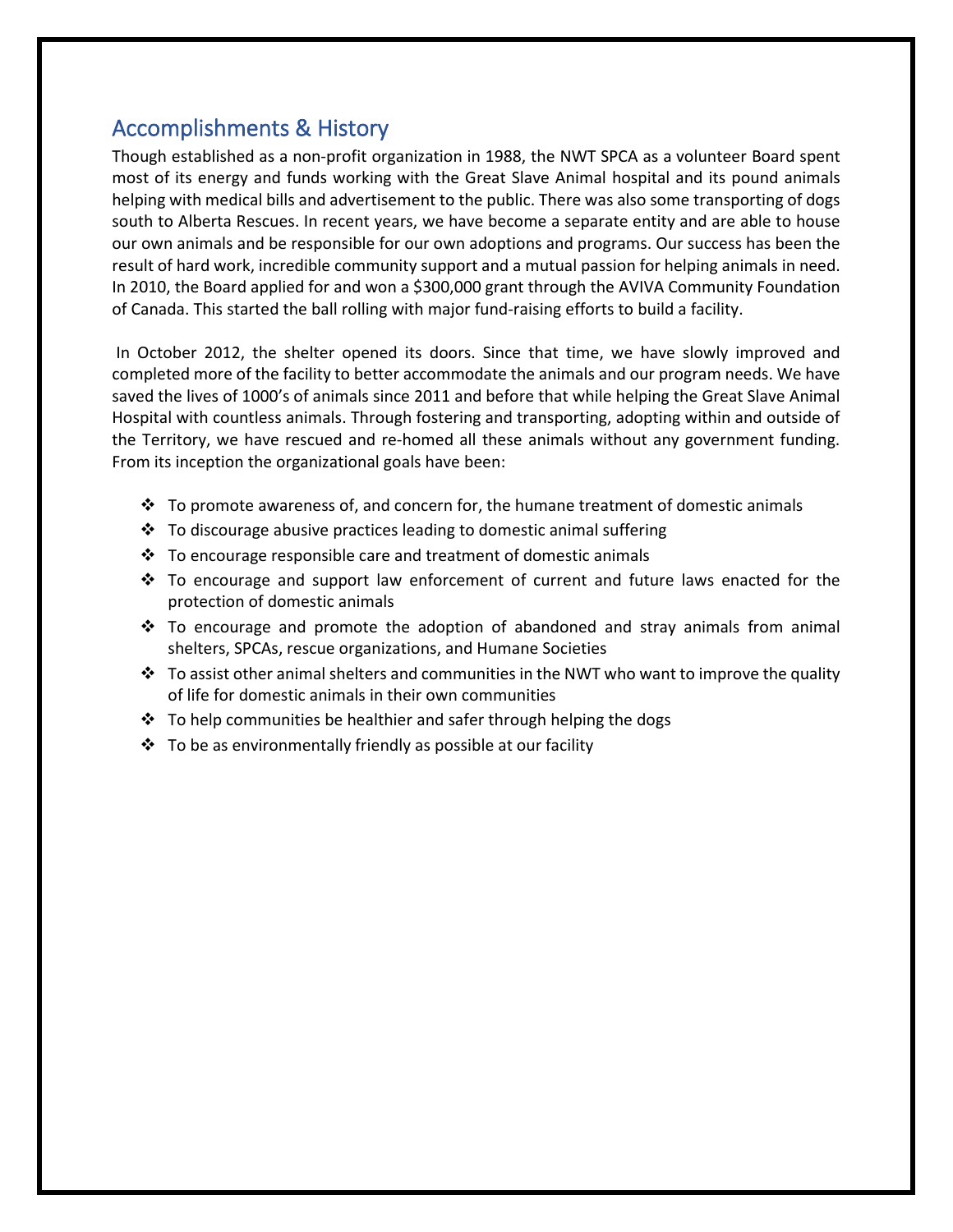## Accomplishments & History

Though established as a non-profit organization in 1988, the NWT SPCA as a volunteer Board spent most of its energy and funds working with the Great Slave Animal hospital and its pound animals helping with medical bills and advertisement to the public. There was also some transporting of dogs south to Alberta Rescues. In recent years, we have become a separate entity and are able to house our own animals and be responsible for our own adoptions and programs. Our success has been the result of hard work, incredible community support and a mutual passion for helping animals in need. In 2010, the Board applied for and won a $300,000 grant through the AVIVA Community Foundation of Canada. This started the ball rolling with major fund-raising efforts to build a facility.

In October 2012, the shelter opened its doors. Since that time, we have slowly improved and completed more of the facility to better accommodate the animals and our program needs. We have saved the lives of 1000's of animals since 2011 and before that while helping the Great Slave Animal Hospital with countless animals. Through fostering and transporting, adopting within and outside of the Territory, we have rescued and re-homed all these animals without any government funding. From its inception the organizational goals have been:

- To promote awareness of, and concern for, the humane treatment of domestic animals
- To discourage abusive practices leading to domestic animal suffering
- To encourage responsible care and treatment of domestic animals
- To encourage and support law enforcement of current and future laws enacted for the protection of domestic animals
- To encourage and promote the adoption of abandoned and stray animals from animal shelters, SPCAs, rescue organizations, and Humane Societies
- To assist other animal shelters and communities in the NWT who want to improve the quality of life for domestic animals in their own communities
- To help communities be healthier and safer through helping the dogs
- To be as environmentally friendly as possible at our facility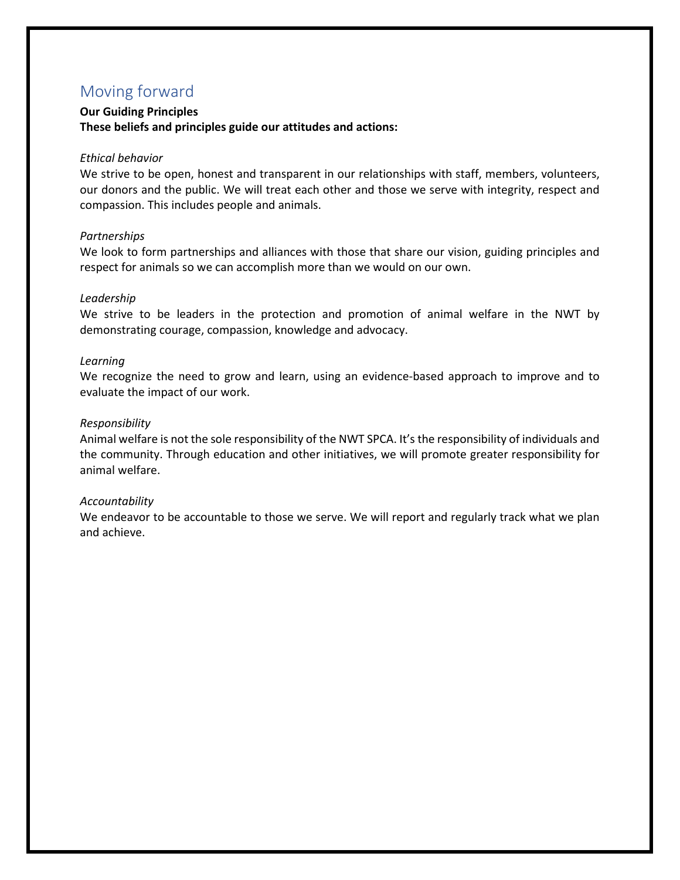## Moving forward

**Our Guiding Principles**
**These beliefs and principles guide our attitudes and actions:**

*Ethical behavior*
We strive to be open, honest and transparent in our relationships with staff, members, volunteers, our donors and the public. We will treat each other and those we serve with integrity, respect and compassion. This includes people and animals.

*Partnerships*
We look to form partnerships and alliances with those that share our vision, guiding principles and respect for animals so we can accomplish more than we would on our own.

*Leadership*
We strive to be leaders in the protection and promotion of animal welfare in the NWT by demonstrating courage, compassion, knowledge and advocacy.

*Learning*
We recognize the need to grow and learn, using an evidence-based approach to improve and to evaluate the impact of our work.

*Responsibility*
Animal welfare is not the sole responsibility of the NWT SPCA. It's the responsibility of individuals and the community. Through education and other initiatives, we will promote greater responsibility for animal welfare.

*Accountability*
We endeavor to be accountable to those we serve. We will report and regularly track what we plan and achieve.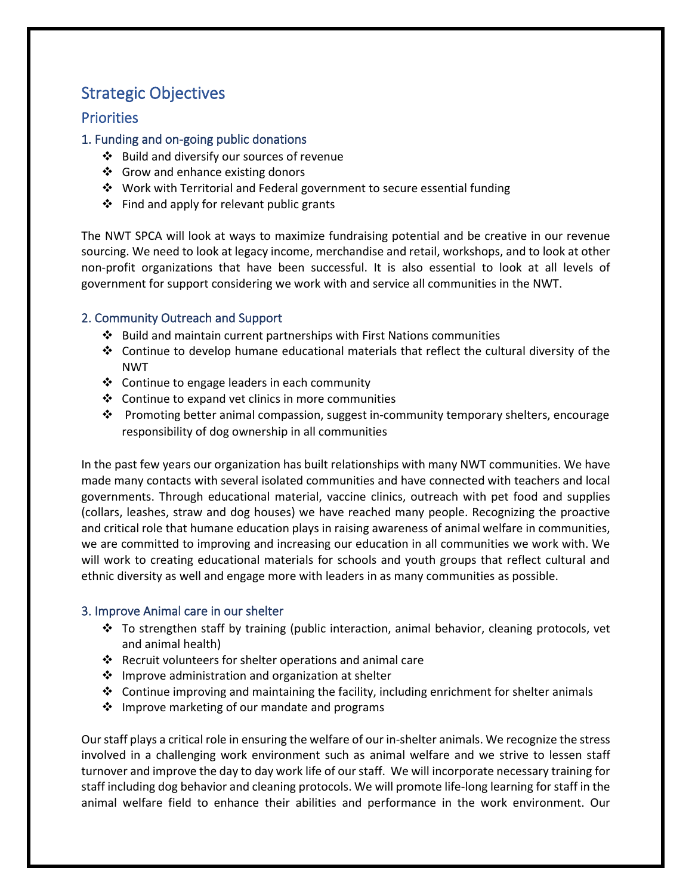# Strategic Objectives

## Priorities

### 1. Funding and on-going public donations

- Build and diversify our sources of revenue
- Grow and enhance existing donors
- Work with Territorial and Federal government to secure essential funding
- Find and apply for relevant public grants

The NWT SPCA will look at ways to maximize fundraising potential and be creative in our revenue sourcing. We need to look at legacy income, merchandise and retail, workshops, and to look at other non-profit organizations that have been successful. It is also essential to look at all levels of government for support considering we work with and service all communities in the NWT.

### 2. Community Outreach and Support

- Build and maintain current partnerships with First Nations communities
- Continue to develop humane educational materials that reflect the cultural diversity of the NWT
- Continue to engage leaders in each community
- Continue to expand vet clinics in more communities
- Promoting better animal compassion, suggest in-community temporary shelters, encourage responsibility of dog ownership in all communities

In the past few years our organization has built relationships with many NWT communities. We have made many contacts with several isolated communities and have connected with teachers and local governments. Through educational material, vaccine clinics, outreach with pet food and supplies (collars, leashes, straw and dog houses) we have reached many people. Recognizing the proactive and critical role that humane education plays in raising awareness of animal welfare in communities, we are committed to improving and increasing our education in all communities we work with. We will work to creating educational materials for schools and youth groups that reflect cultural and ethnic diversity as well and engage more with leaders in as many communities as possible.

### 3. Improve Animal care in our shelter

- To strengthen staff by training (public interaction, animal behavior, cleaning protocols, vet and animal health)
- Recruit volunteers for shelter operations and animal care
- Improve administration and organization at shelter
- Continue improving and maintaining the facility, including enrichment for shelter animals
- Improve marketing of our mandate and programs

Our staff plays a critical role in ensuring the welfare of our in-shelter animals. We recognize the stress involved in a challenging work environment such as animal welfare and we strive to lessen staff turnover and improve the day to day work life of our staff. We will incorporate necessary training for staff including dog behavior and cleaning protocols. We will promote life-long learning for staff in the animal welfare field to enhance their abilities and performance in the work environment. Our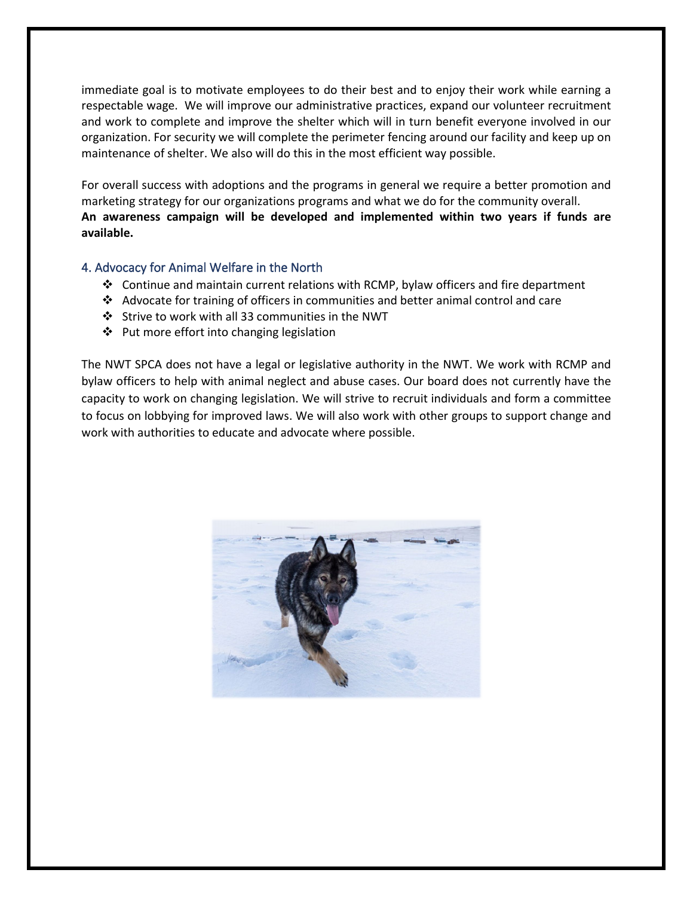immediate goal is to motivate employees to do their best and to enjoy their work while earning a respectable wage. We will improve our administrative practices, expand our volunteer recruitment and work to complete and improve the shelter which will in turn benefit everyone involved in our organization. For security we will complete the perimeter fencing around our facility and keep up on maintenance of shelter. We also will do this in the most efficient way possible.

For overall success with adoptions and the programs in general we require a better promotion and marketing strategy for our organizations programs and what we do for the community overall.
**An awareness campaign will be developed and implemented within two years if funds are available.**

## 4. Advocacy for Animal Welfare in the North

- Continue and maintain current relations with RCMP, bylaw officers and fire department
- Advocate for training of officers in communities and better animal control and care
- Strive to work with all 33 communities in the NWT
- Put more effort into changing legislation

The NWT SPCA does not have a legal or legislative authority in the NWT. We work with RCMP and bylaw officers to help with animal neglect and abuse cases. Our board does not currently have the capacity to work on changing legislation. We will strive to recruit individuals and form a committee to focus on lobbying for improved laws. We will also work with other groups to support change and work with authorities to educate and advocate where possible.